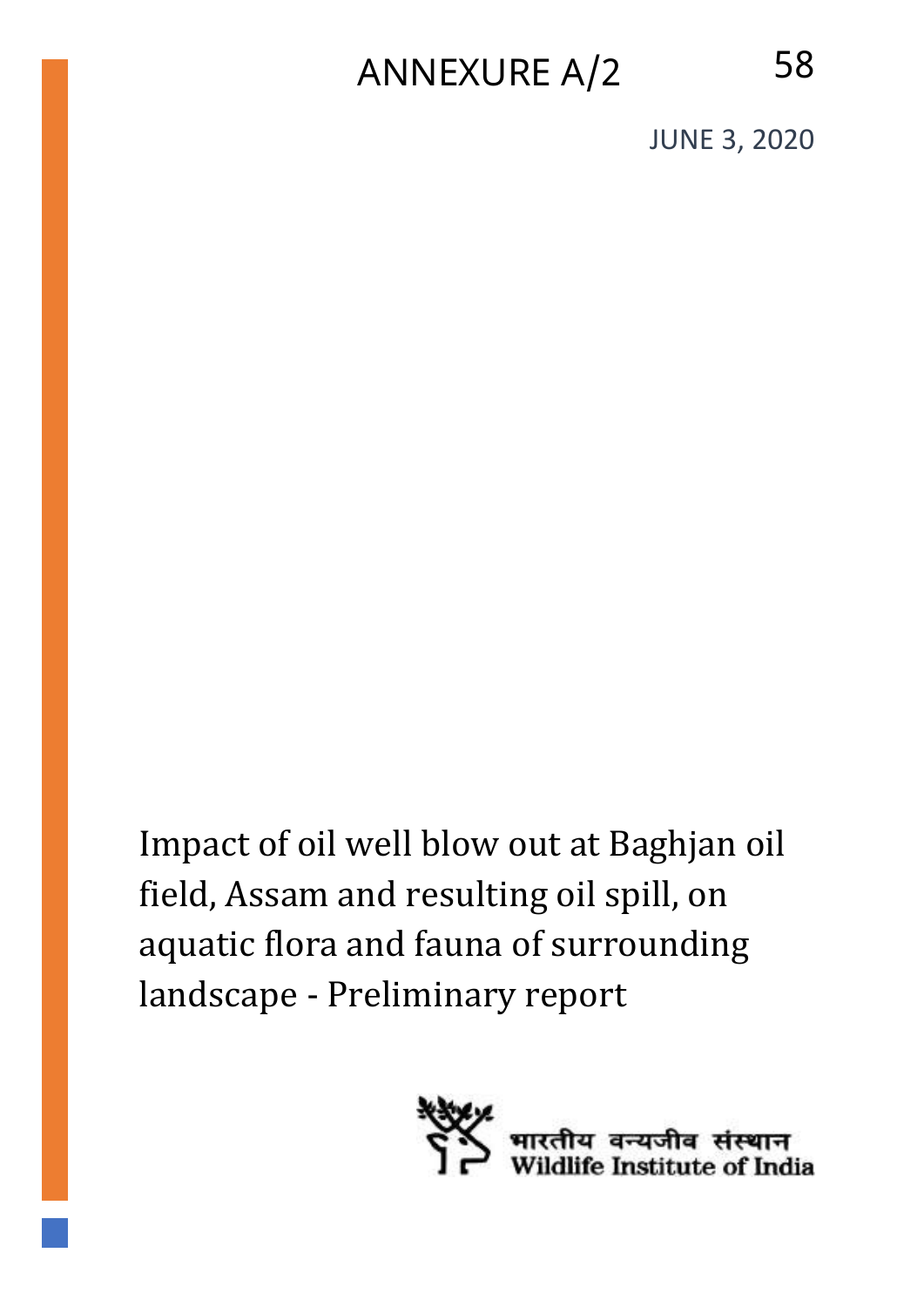ANNEXURE A/2

JUNE 3, 2020

# Impact of oil well blow out at Baghjan oil field, Assam and resulting oil spill, on aquatic flora and fauna of surrounding landscape - Preliminary report

भारतीय वन्यजीव संस्थान
Wildlife Institute of India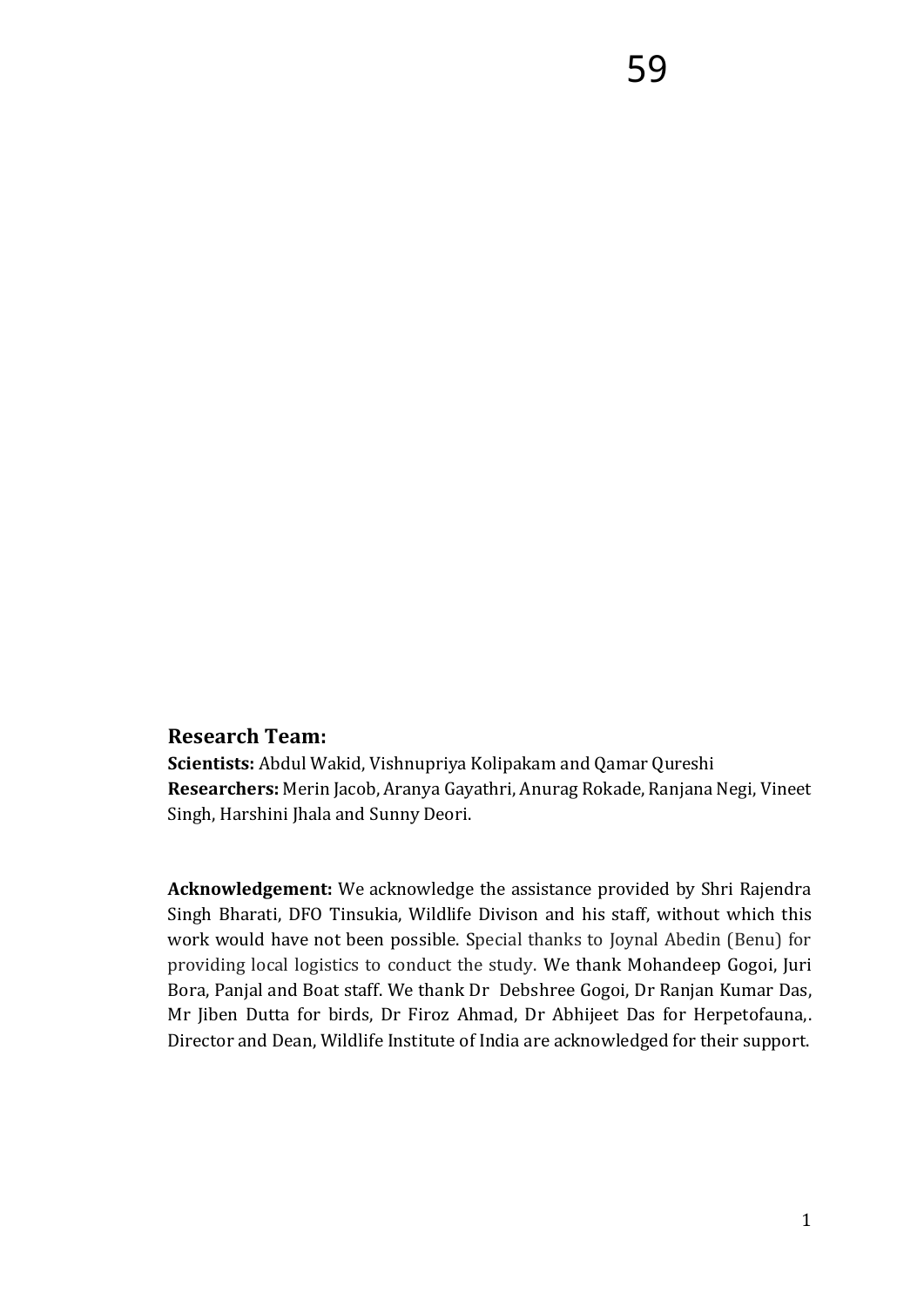59

**Research Team:**

**Scientists:** Abdul Wakid, Vishnupriya Kolipakam and Qamar Qureshi
**Researchers:** Merin Jacob, Aranya Gayathri, Anurag Rokade, Ranjana Negi, Vineet Singh, Harshini Jhala and Sunny Deori.

**Acknowledgement:** We acknowledge the assistance provided by Shri Rajendra Singh Bharati, DFO Tinsukia, Wildlife Divison and his staff, without which this work would have not been possible. Special thanks to Joynal Abedin (Benu) for providing local logistics to conduct the study. We thank Mohandeep Gogoi, Juri Bora, Panjal and Boat staff. We thank Dr Debshree Gogoi, Dr Ranjan Kumar Das, Mr Jiben Dutta for birds, Dr Firoz Ahmad, Dr Abhijeet Das for Herpetofauna,. Director and Dean, Wildlife Institute of India are acknowledged for their support.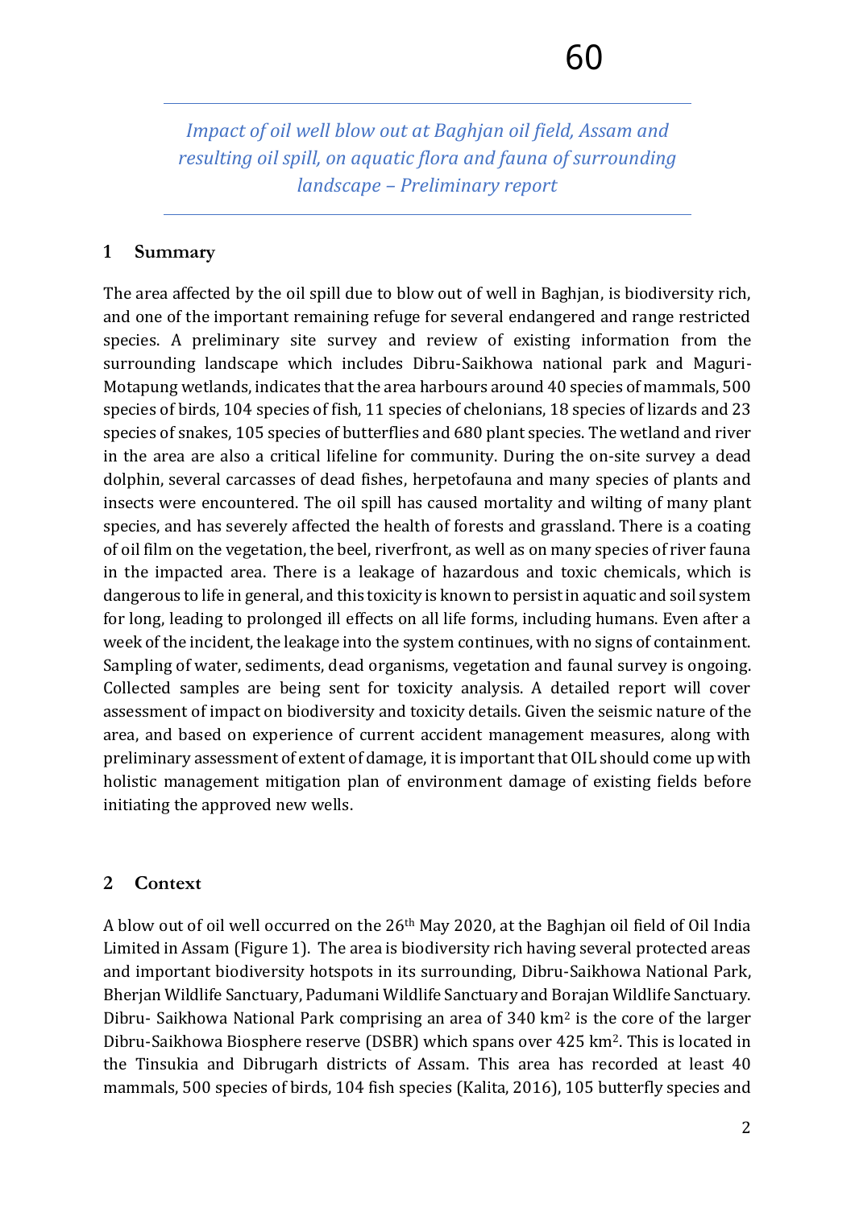*Impact of oil well blow out at Baghjan oil field, Assam and resulting oil spill, on aquatic flora and fauna of surrounding landscape – Preliminary report*

## 1 Summary

The area affected by the oil spill due to blow out of well in Baghjan, is biodiversity rich, and one of the important remaining refuge for several endangered and range restricted species. A preliminary site survey and review of existing information from the surrounding landscape which includes Dibru-Saikhowa national park and Maguri-Motapung wetlands, indicates that the area harbours around 40 species of mammals, 500 species of birds, 104 species of fish, 11 species of chelonians, 18 species of lizards and 23 species of snakes, 105 species of butterflies and 680 plant species. The wetland and river in the area are also a critical lifeline for community. During the on-site survey a dead dolphin, several carcasses of dead fishes, herpetofauna and many species of plants and insects were encountered. The oil spill has caused mortality and wilting of many plant species, and has severely affected the health of forests and grassland. There is a coating of oil film on the vegetation, the beel, riverfront, as well as on many species of river fauna in the impacted area. There is a leakage of hazardous and toxic chemicals, which is dangerous to life in general, and this toxicity is known to persist in aquatic and soil system for long, leading to prolonged ill effects on all life forms, including humans. Even after a week of the incident, the leakage into the system continues, with no signs of containment. Sampling of water, sediments, dead organisms, vegetation and faunal survey is ongoing. Collected samples are being sent for toxicity analysis. A detailed report will cover assessment of impact on biodiversity and toxicity details. Given the seismic nature of the area, and based on experience of current accident management measures, along with preliminary assessment of extent of damage, it is important that OIL should come up with holistic management mitigation plan of environment damage of existing fields before initiating the approved new wells.

## 2 Context

A blow out of oil well occurred on the 26th May 2020, at the Baghjan oil field of Oil India Limited in Assam (Figure 1). The area is biodiversity rich having several protected areas and important biodiversity hotspots in its surrounding, Dibru-Saikhowa National Park, Bherjan Wildlife Sanctuary, Padumani Wildlife Sanctuary and Borajan Wildlife Sanctuary. Dibru- Saikhowa National Park comprising an area of 340 km$^2$ is the core of the larger Dibru-Saikhowa Biosphere reserve (DSBR) which spans over 425 km$^2$. This is located in the Tinsukia and Dibrugarh districts of Assam. This area has recorded at least 40 mammals, 500 species of birds, 104 fish species (Kalita, 2016), 105 butterfly species and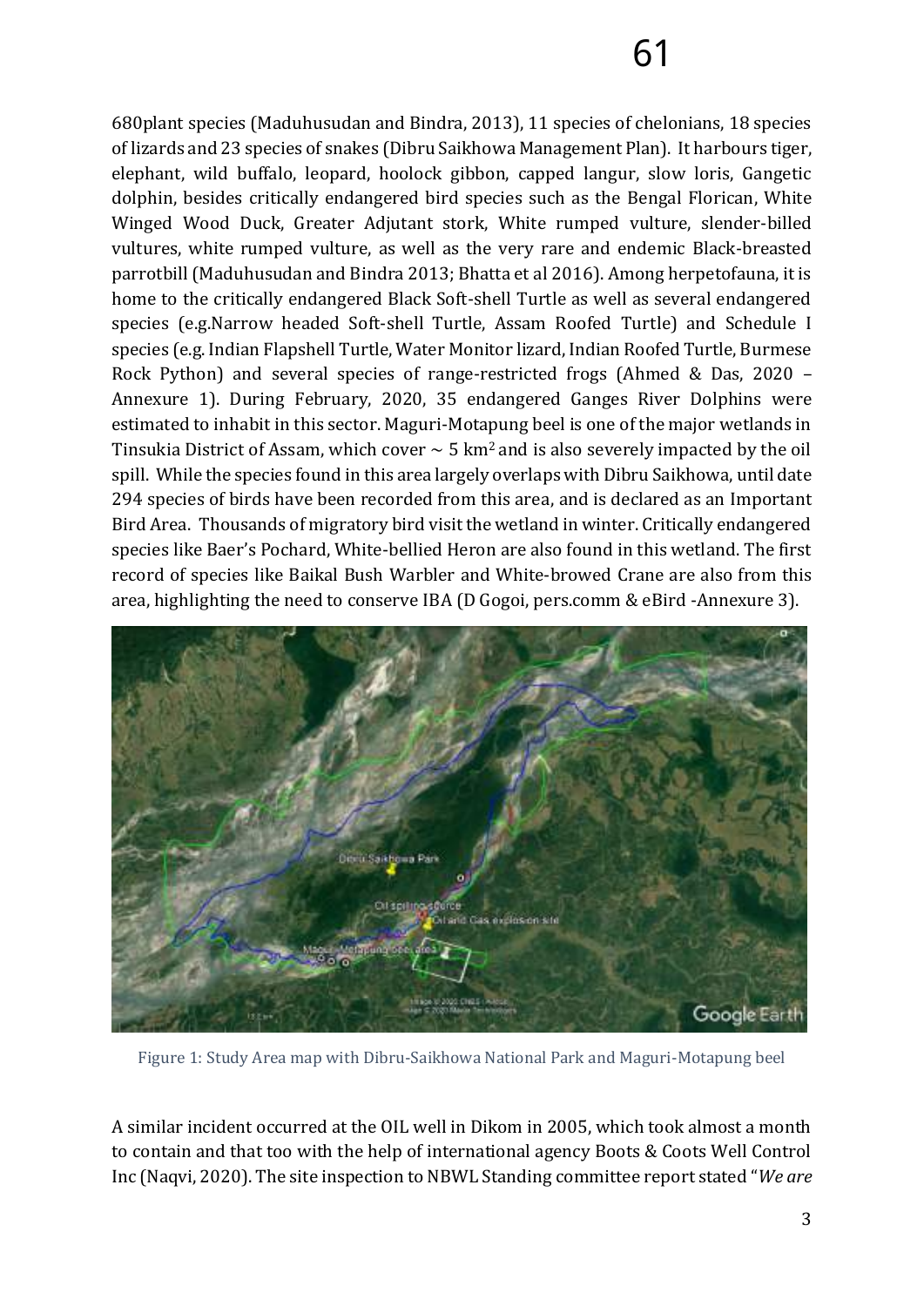680plant species (Maduhusudan and Bindra, 2013), 11 species of chelonians, 18 species of lizards and 23 species of snakes (Dibru Saikhowa Management Plan). It harbours tiger, elephant, wild buffalo, leopard, hoolock gibbon, capped langur, slow loris, Gangetic dolphin, besides critically endangered bird species such as the Bengal Florican, White Winged Wood Duck, Greater Adjutant stork, White rumped vulture, slender-billed vultures, white rumped vulture, as well as the very rare and endemic Black-breasted parrotbill (Maduhusudan and Bindra 2013; Bhatta et al 2016). Among herpetofauna, it is home to the critically endangered Black Soft-shell Turtle as well as several endangered species (e.g.Narrow headed Soft-shell Turtle, Assam Roofed Turtle) and Schedule I species (e.g. Indian Flapshell Turtle, Water Monitor lizard, Indian Roofed Turtle, Burmese Rock Python) and several species of range-restricted frogs (Ahmed & Das, 2020 – Annexure 1). During February, 2020, 35 endangered Ganges River Dolphins were estimated to inhabit in this sector. Maguri-Motapung beel is one of the major wetlands in Tinsukia District of Assam, which cover ~ 5 km$^2$ and is also severely impacted by the oil spill. While the species found in this area largely overlaps with Dibru Saikhowa, until date 294 species of birds have been recorded from this area, and is declared as an Important Bird Area. Thousands of migratory bird visit the wetland in winter. Critically endangered species like Baer's Pochard, White-bellied Heron are also found in this wetland. The first record of species like Baikal Bush Warbler and White-browed Crane are also from this area, highlighting the need to conserve IBA (D Gogoi, pers.comm & eBird -Annexure 3).

Figure 1: Study Area map with Dibru-Saikhowa National Park and Maguri-Motapung beel

A similar incident occurred at the OIL well in Dikom in 2005, which took almost a month to contain and that too with the help of international agency Boots & Coots Well Control Inc (Naqvi, 2020). The site inspection to NBWL Standing committee report stated "*We are*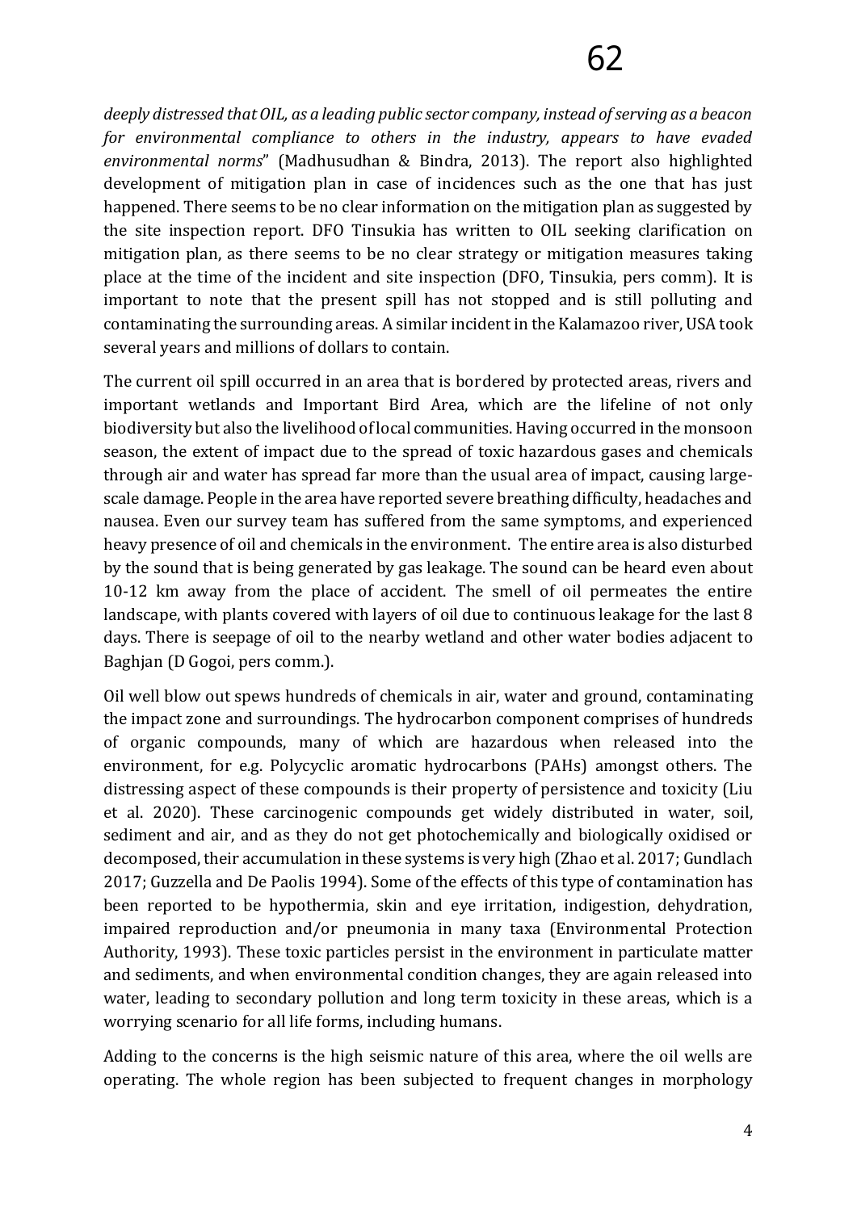*deeply distressed that OIL, as a leading public sector company, instead of serving as a beacon for environmental compliance to others in the industry, appears to have evaded environmental norms*" (Madhusudhan & Bindra, 2013). The report also highlighted development of mitigation plan in case of incidences such as the one that has just happened. There seems to be no clear information on the mitigation plan as suggested by the site inspection report. DFO Tinsukia has written to OIL seeking clarification on mitigation plan, as there seems to be no clear strategy or mitigation measures taking place at the time of the incident and site inspection (DFO, Tinsukia, pers comm). It is important to note that the present spill has not stopped and is still polluting and contaminating the surrounding areas. A similar incident in the Kalamazoo river, USA took several years and millions of dollars to contain.

The current oil spill occurred in an area that is bordered by protected areas, rivers and important wetlands and Important Bird Area, which are the lifeline of not only biodiversity but also the livelihood of local communities. Having occurred in the monsoon season, the extent of impact due to the spread of toxic hazardous gases and chemicals through air and water has spread far more than the usual area of impact, causing large-scale damage. People in the area have reported severe breathing difficulty, headaches and nausea. Even our survey team has suffered from the same symptoms, and experienced heavy presence of oil and chemicals in the environment. The entire area is also disturbed by the sound that is being generated by gas leakage. The sound can be heard even about 10-12 km away from the place of accident. The smell of oil permeates the entire landscape, with plants covered with layers of oil due to continuous leakage for the last 8 days. There is seepage of oil to the nearby wetland and other water bodies adjacent to Baghjan (D Gogoi, pers comm.).

Oil well blow out spews hundreds of chemicals in air, water and ground, contaminating the impact zone and surroundings. The hydrocarbon component comprises of hundreds of organic compounds, many of which are hazardous when released into the environment, for e.g. Polycyclic aromatic hydrocarbons (PAHs) amongst others. The distressing aspect of these compounds is their property of persistence and toxicity (Liu et al. 2020). These carcinogenic compounds get widely distributed in water, soil, sediment and air, and as they do not get photochemically and biologically oxidised or decomposed, their accumulation in these systems is very high (Zhao et al. 2017; Gundlach 2017; Guzzella and De Paolis 1994). Some of the effects of this type of contamination has been reported to be hypothermia, skin and eye irritation, indigestion, dehydration, impaired reproduction and/or pneumonia in many taxa (Environmental Protection Authority, 1993). These toxic particles persist in the environment in particulate matter and sediments, and when environmental condition changes, they are again released into water, leading to secondary pollution and long term toxicity in these areas, which is a worrying scenario for all life forms, including humans.

Adding to the concerns is the high seismic nature of this area, where the oil wells are operating. The whole region has been subjected to frequent changes in morphology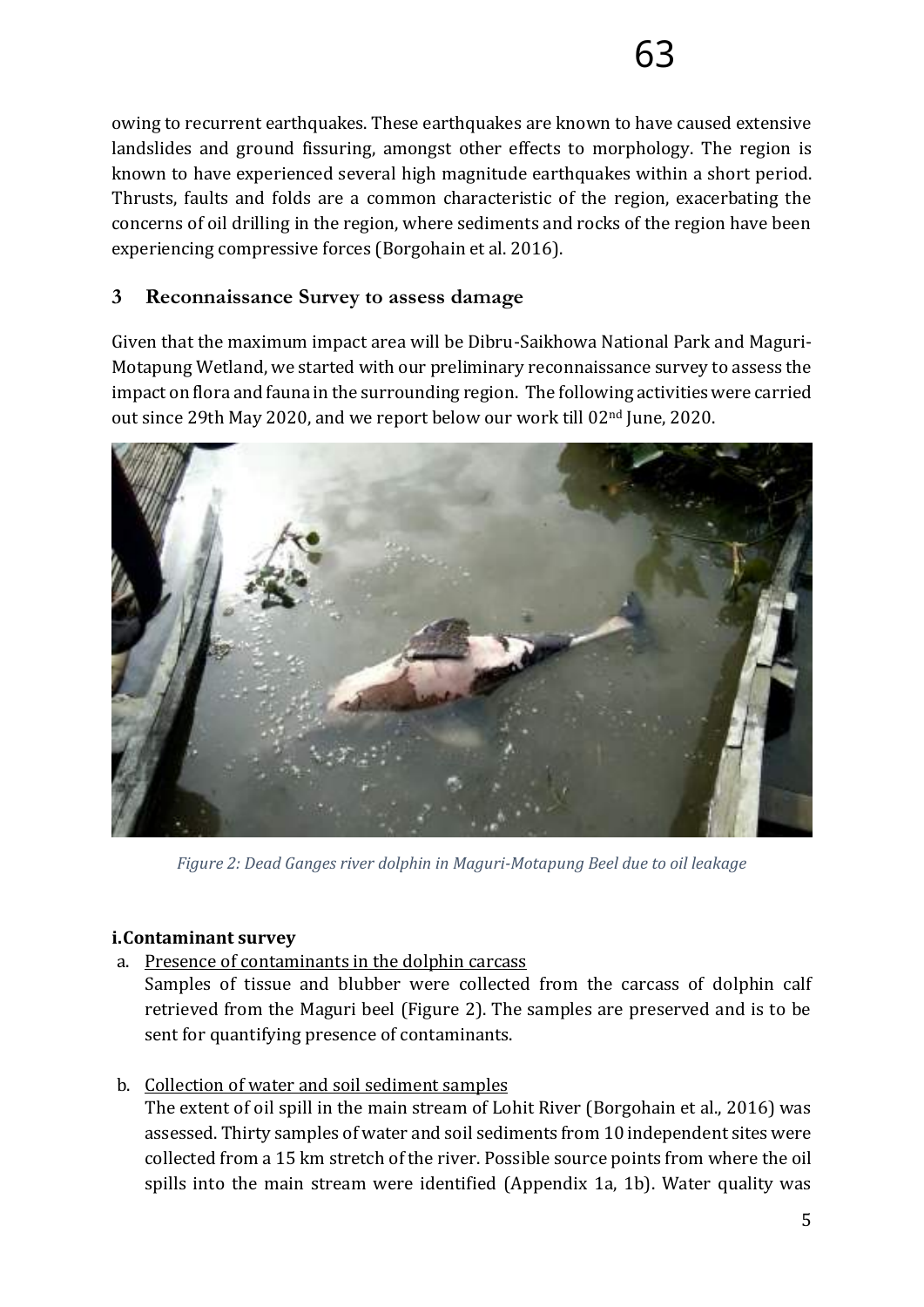owing to recurrent earthquakes. These earthquakes are known to have caused extensive landslides and ground fissuring, amongst other effects to morphology. The region is known to have experienced several high magnitude earthquakes within a short period. Thrusts, faults and folds are a common characteristic of the region, exacerbating the concerns of oil drilling in the region, where sediments and rocks of the region have been experiencing compressive forces (Borgohain et al. 2016).

## 3 Reconnaissance Survey to assess damage

Given that the maximum impact area will be Dibru-Saikhowa National Park and Maguri-Motapung Wetland, we started with our preliminary reconnaissance survey to assess the impact on flora and fauna in the surrounding region. The following activities were carried out since 29th May 2020, and we report below our work till 02nd June, 2020.

*Figure 2: Dead Ganges river dolphin in Maguri-Motapung Beel due to oil leakage*

**i.Contaminant survey**

a. Presence of contaminants in the dolphin carcass

   Samples of tissue and blubber were collected from the carcass of dolphin calf retrieved from the Maguri beel (Figure 2). The samples are preserved and is to be sent for quantifying presence of contaminants.

b. Collection of water and soil sediment samples

   The extent of oil spill in the main stream of Lohit River (Borgohain et al., 2016) was assessed. Thirty samples of water and soil sediments from 10 independent sites were collected from a 15 km stretch of the river. Possible source points from where the oil spills into the main stream were identified (Appendix 1a, 1b). Water quality was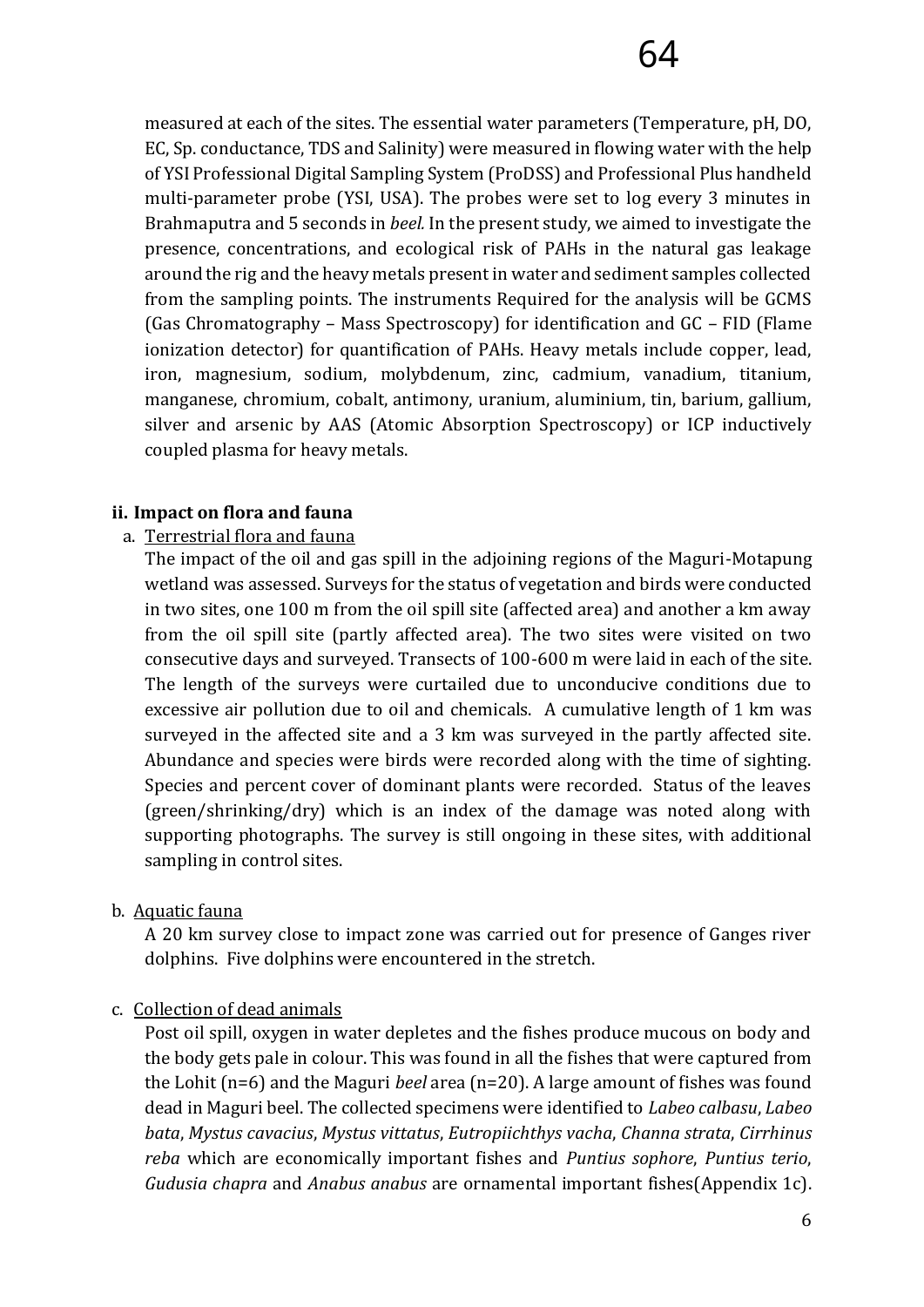measured at each of the sites. The essential water parameters (Temperature, pH, DO, EC, Sp. conductance, TDS and Salinity) were measured in flowing water with the help of YSI Professional Digital Sampling System (ProDSS) and Professional Plus handheld multi-parameter probe (YSI, USA). The probes were set to log every 3 minutes in Brahmaputra and 5 seconds in *beel.* In the present study, we aimed to investigate the presence, concentrations, and ecological risk of PAHs in the natural gas leakage around the rig and the heavy metals present in water and sediment samples collected from the sampling points. The instruments Required for the analysis will be GCMS (Gas Chromatography – Mass Spectroscopy) for identification and GC – FID (Flame ionization detector) for quantification of PAHs. Heavy metals include copper, lead, iron, magnesium, sodium, molybdenum, zinc, cadmium, vanadium, titanium, manganese, chromium, cobalt, antimony, uranium, aluminium, tin, barium, gallium, silver and arsenic by AAS (Atomic Absorption Spectroscopy) or ICP inductively coupled plasma for heavy metals.

### ii. Impact on flora and fauna

a. <u>Terrestrial flora and fauna</u>

The impact of the oil and gas spill in the adjoining regions of the Maguri-Motapung wetland was assessed. Surveys for the status of vegetation and birds were conducted in two sites, one 100 m from the oil spill site (affected area) and another a km away from the oil spill site (partly affected area). The two sites were visited on two consecutive days and surveyed. Transects of 100-600 m were laid in each of the site. The length of the surveys were curtailed due to unconducive conditions due to excessive air pollution due to oil and chemicals. A cumulative length of 1 km was surveyed in the affected site and a 3 km was surveyed in the partly affected site. Abundance and species were birds were recorded along with the time of sighting. Species and percent cover of dominant plants were recorded. Status of the leaves (green/shrinking/dry) which is an index of the damage was noted along with supporting photographs. The survey is still ongoing in these sites, with additional sampling in control sites.

b. <u>Aquatic fauna</u>

A 20 km survey close to impact zone was carried out for presence of Ganges river dolphins. Five dolphins were encountered in the stretch.

c. <u>Collection of dead animals</u>

Post oil spill, oxygen in water depletes and the fishes produce mucous on body and the body gets pale in colour. This was found in all the fishes that were captured from the Lohit (n=6) and the Maguri *beel* area (n=20). A large amount of fishes was found dead in Maguri beel. The collected specimens were identified to *Labeo calbasu*, *Labeo bata*, *Mystus cavacius*, *Mystus vittatus*, *Eutropiichthys vacha*, *Channa strata*, *Cirrhinus reba* which are economically important fishes and *Puntius sophore*, *Puntius terio*, *Gudusia chapra* and *Anabus anabus* are ornamental important fishes(Appendix 1c).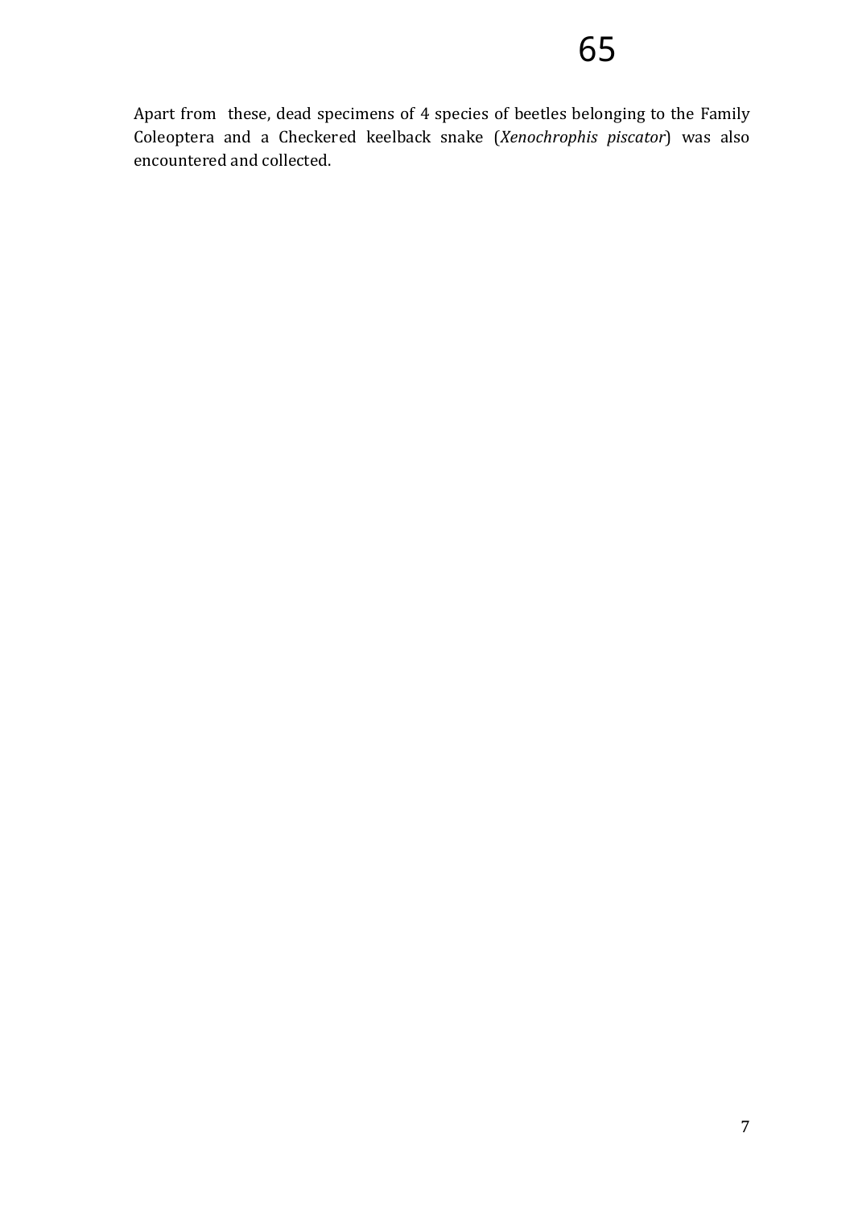Apart from these, dead specimens of 4 species of beetles belonging to the Family Coleoptera and a Checkered keelback snake (*Xenochrophis piscator*) was also encountered and collected.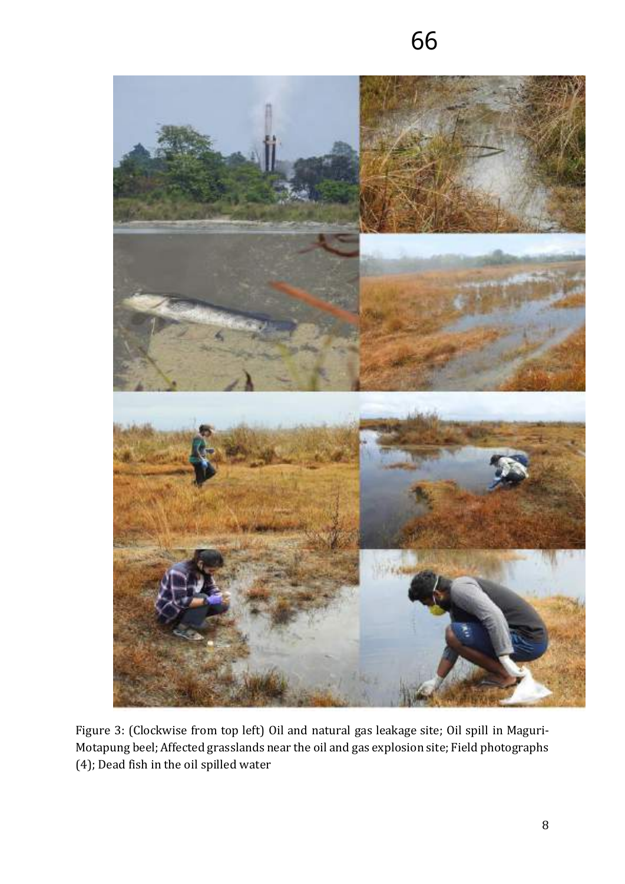Figure 3: (Clockwise from top left) Oil and natural gas leakage site; Oil spill in Maguri-Motapung beel; Affected grasslands near the oil and gas explosion site; Field photographs (4); Dead fish in the oil spilled water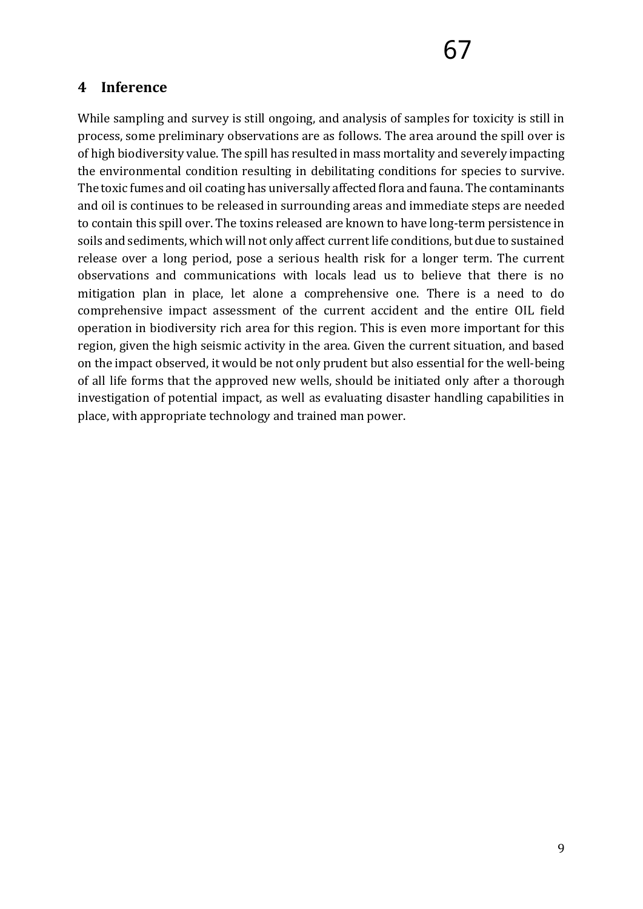## 4 Inference

While sampling and survey is still ongoing, and analysis of samples for toxicity is still in process, some preliminary observations are as follows. The area around the spill over is of high biodiversity value. The spill has resulted in mass mortality and severely impacting the environmental condition resulting in debilitating conditions for species to survive. The toxic fumes and oil coating has universally affected flora and fauna. The contaminants and oil is continues to be released in surrounding areas and immediate steps are needed to contain this spill over. The toxins released are known to have long-term persistence in soils and sediments, which will not only affect current life conditions, but due to sustained release over a long period, pose a serious health risk for a longer term. The current observations and communications with locals lead us to believe that there is no mitigation plan in place, let alone a comprehensive one. There is a need to do comprehensive impact assessment of the current accident and the entire OIL field operation in biodiversity rich area for this region. This is even more important for this region, given the high seismic activity in the area. Given the current situation, and based on the impact observed, it would be not only prudent but also essential for the well-being of all life forms that the approved new wells, should be initiated only after a thorough investigation of potential impact, as well as evaluating disaster handling capabilities in place, with appropriate technology and trained man power.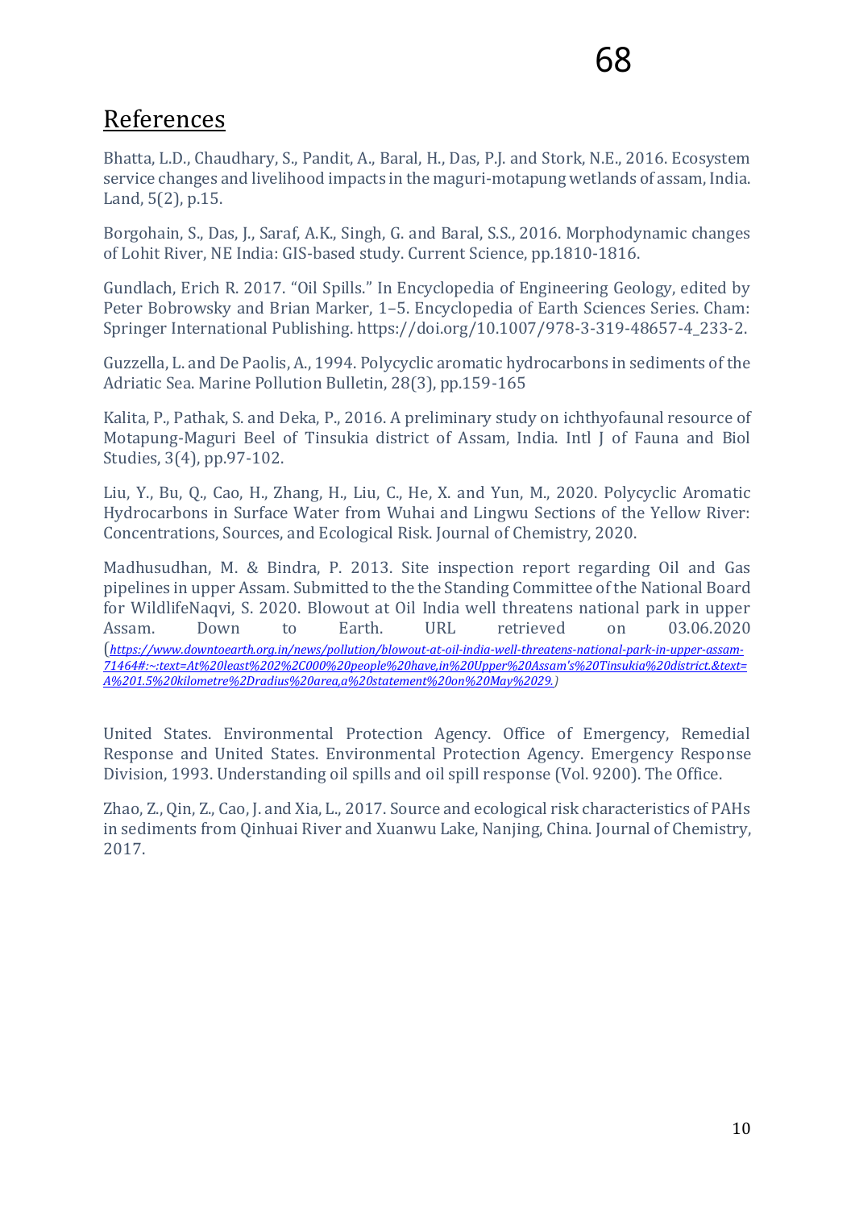## References

Bhatta, L.D., Chaudhary, S., Pandit, A., Baral, H., Das, P.J. and Stork, N.E., 2016. Ecosystem service changes and livelihood impacts in the maguri-motapung wetlands of assam, India. Land, 5(2), p.15.

Borgohain, S., Das, J., Saraf, A.K., Singh, G. and Baral, S.S., 2016. Morphodynamic changes of Lohit River, NE India: GIS-based study. Current Science, pp.1810-1816.

Gundlach, Erich R. 2017. "Oil Spills." In Encyclopedia of Engineering Geology, edited by Peter Bobrowsky and Brian Marker, 1–5. Encyclopedia of Earth Sciences Series. Cham: Springer International Publishing. https://doi.org/10.1007/978-3-319-48657-4_233-2.

Guzzella, L. and De Paolis, A., 1994. Polycyclic aromatic hydrocarbons in sediments of the Adriatic Sea. Marine Pollution Bulletin, 28(3), pp.159-165

Kalita, P., Pathak, S. and Deka, P., 2016. A preliminary study on ichthyofaunal resource of Motapung-Maguri Beel of Tinsukia district of Assam, India. Intl J of Fauna and Biol Studies, 3(4), pp.97-102.

Liu, Y., Bu, Q., Cao, H., Zhang, H., Liu, C., He, X. and Yun, M., 2020. Polycyclic Aromatic Hydrocarbons in Surface Water from Wuhai and Lingwu Sections of the Yellow River: Concentrations, Sources, and Ecological Risk. Journal of Chemistry, 2020.

Madhusudhan, M. & Bindra, P. 2013. Site inspection report regarding Oil and Gas pipelines in upper Assam. Submitted to the the Standing Committee of the National Board for WildlifeNaqvi, S. 2020. Blowout at Oil India well threatens national park in upper Assam. Down to Earth. URL retrieved on 03.06.2020 (*https://www.downtoearth.org.in/news/pollution/blowout-at-oil-india-well-threatens-national-park-in-upper-assam-71464#:~:text=At%20least%202%2C000%20people%20have,in%20Upper%20Assam's%20Tinsukia%20district.&text=A%201.5%20kilometre%2Dradius%20area,a%20statement%20on%20May%2029.*)

United States. Environmental Protection Agency. Office of Emergency, Remedial Response and United States. Environmental Protection Agency. Emergency Response Division, 1993. Understanding oil spills and oil spill response (Vol. 9200). The Office.

Zhao, Z., Qin, Z., Cao, J. and Xia, L., 2017. Source and ecological risk characteristics of PAHs in sediments from Qinhuai River and Xuanwu Lake, Nanjing, China. Journal of Chemistry, 2017.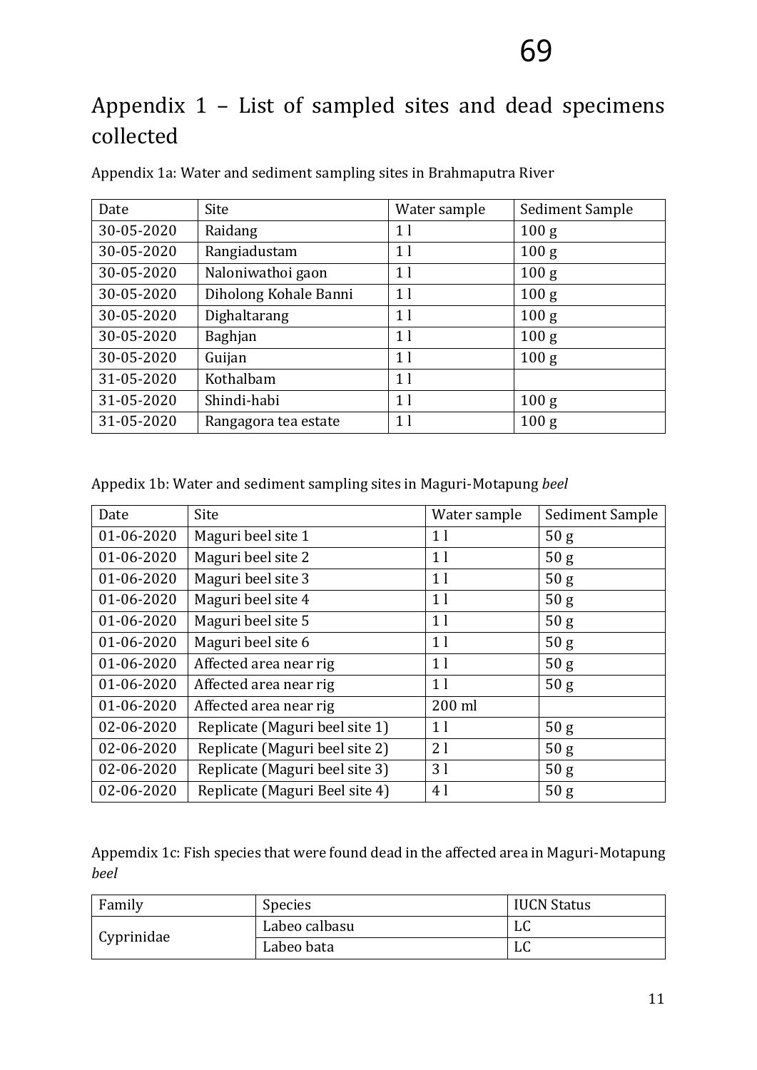# Appendix 1 – List of sampled sites and dead specimens collected

Appendix 1a: Water and sediment sampling sites in Brahmaputra River

| Date | Site | Water sample | Sediment Sample |
|---|---|---|---|
| 30-05-2020 | Raidang | 1 l | 100 g |
| 30-05-2020 | Rangiadustam | 1 l | 100 g |
| 30-05-2020 | Naloniwathoi gaon | 1 l | 100 g |
| 30-05-2020 | Diholong Kohale Banni | 1 l | 100 g |
| 30-05-2020 | Dighaltarang | 1 l | 100 g |
| 30-05-2020 | Baghjan | 1 l | 100 g |
| 30-05-2020 | Guijan | 1 l | 100 g |
| 31-05-2020 | Kothalbam | 1 l | |
| 31-05-2020 | Shindi-habi | 1 l | 100 g |
| 31-05-2020 | Rangagora tea estate | 1 l | 100 g |

Appedix 1b: Water and sediment sampling sites in Maguri-Motapung *beel*

| Date | Site | Water sample | Sediment Sample |
|---|---|---|---|
| 01-06-2020 | Maguri beel site 1 | 1 l | 50 g |
| 01-06-2020 | Maguri beel site 2 | 1 l | 50 g |
| 01-06-2020 | Maguri beel site 3 | 1 l | 50 g |
| 01-06-2020 | Maguri beel site 4 | 1 l | 50 g |
| 01-06-2020 | Maguri beel site 5 | 1 l | 50 g |
| 01-06-2020 | Maguri beel site 6 | 1 l | 50 g |
| 01-06-2020 | Affected area near rig | 1 l | 50 g |
| 01-06-2020 | Affected area near rig | 1 l | 50 g |
| 01-06-2020 | Affected area near rig | 200 ml | |
| 02-06-2020 | Replicate (Maguri beel site 1) | 1 l | 50 g |
| 02-06-2020 | Replicate (Maguri beel site 2) | 2 l | 50 g |
| 02-06-2020 | Replicate (Maguri beel site 3) | 3 l | 50 g |
| 02-06-2020 | Replicate (Maguri Beel site 4) | 4 l | 50 g |

Appemdix 1c: Fish species that were found dead in the affected area in Maguri-Motapung *beel*

| Family | Species | IUCN Status |
|---|---|---|
| Cyprinidae | Labeo calbasu | LC |
| | Labeo bata | LC |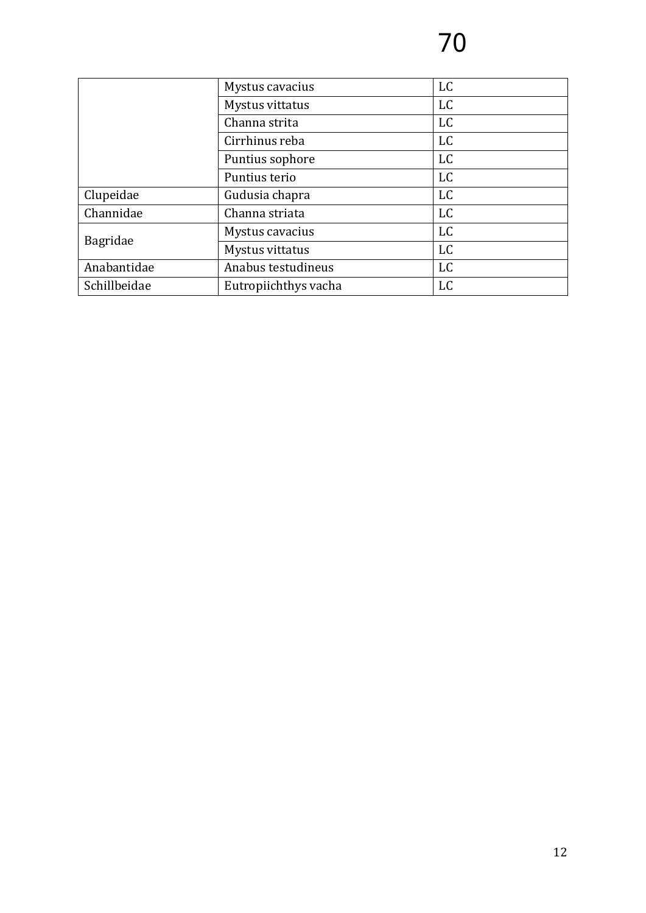| | | |
|---|---|---|
| | Mystus cavacius | LC |
| | Mystus vittatus | LC |
| | Channa strita | LC |
| | Cirrhinus reba | LC |
| | Puntius sophore | LC |
| | Puntius terio | LC |
| Clupeidae | Gudusia chapra | LC |
| Channidae | Channa striata | LC |
| Bagridae | Mystus cavacius | LC |
| | Mystus vittatus | LC |
| Anabantidae | Anabus testudineus | LC |
| Schillbeidae | Eutropiichthys vacha | LC |